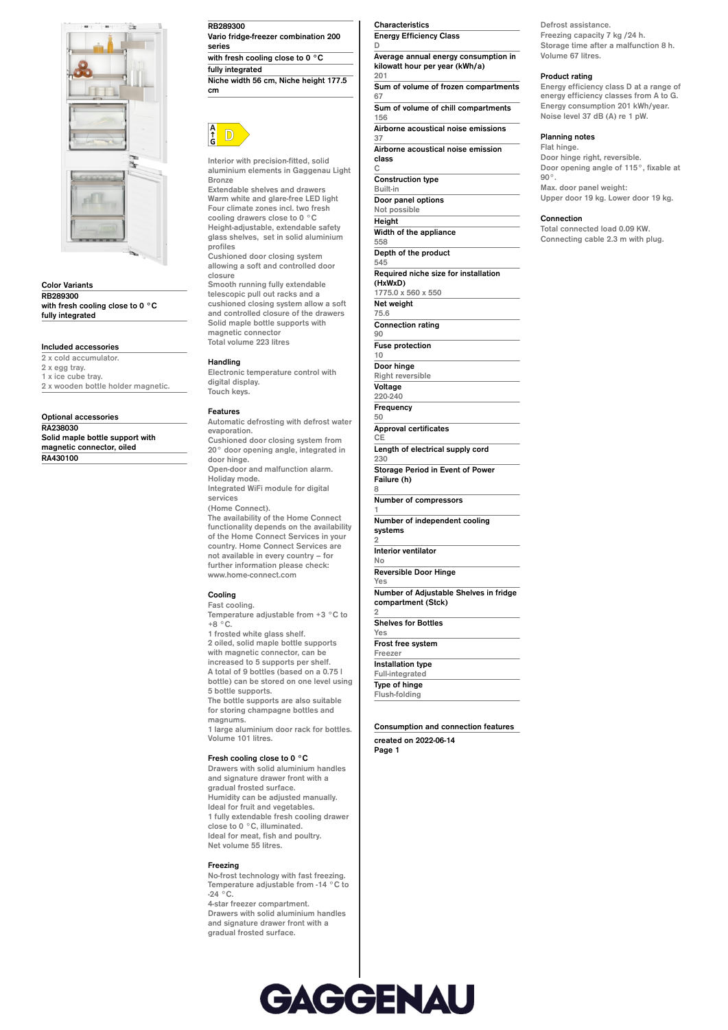## Color Variants

**RB289300**
**with fresh cooling close to 0 °C**
**fully integrated**

## Included accessories

2 x cold accumulator.
2 x egg tray.
1 x ice cube tray.
2 x wooden bottle holder magnetic.

## Optional accessories

**RA238030**
**Solid maple bottle support with magnetic connector, oiled**
**RA430100**

# RB289300

**Vario fridge-freezer combination 200 series**
**with fresh cooling close to 0 °C**
**fully integrated**
**Niche width 56 cm, Niche height 177.5 cm**

A–G D

Interior with precision-fitted, solid aluminium elements in Gaggenau Light Bronze
Extendable shelves and drawers
Warm white and glare-free LED light
Four climate zones incl. two fresh cooling drawers close to 0 °C
Height-adjustable, extendable safety glass shelves, set in solid aluminium profiles
Cushioned door closing system allowing a soft and controlled door closure
Smooth running fully extendable telescopic pull out racks and a cushioned closing system allow a soft and controlled closure of the drawers
Solid maple bottle supports with magnetic connector
Total volume 223 litres

## Handling

Electronic temperature control with digital display.
Touch keys.

## Features

Automatic defrosting with defrost water evaporation.
Cushioned door closing system from 20° door opening angle, integrated in door hinge.
Open-door and malfunction alarm.
Holiday mode.
Integrated WiFi module for digital services
(Home Connect).
The availability of the Home Connect functionality depends on the availability of the Home Connect Services in your country. Home Connect Services are not available in every country – for further information please check: www.home-connect.com

## Cooling

Fast cooling.
Temperature adjustable from +3 °C to +8 °C.
1 frosted white glass shelf.
2 oiled, solid maple bottle supports with magnetic connector, can be increased to 5 supports per shelf.
A total of 9 bottles (based on a 0.75 l bottle) can be stored on one level using 5 bottle supports.
The bottle supports are also suitable for storing champagne bottles and magnums.
1 large aluminium door rack for bottles.
Volume 101 litres.

## Fresh cooling close to 0 °C

Drawers with solid aluminium handles and signature drawer front with a gradual frosted surface.
Humidity can be adjusted manually.
Ideal for fruit and vegetables.
1 fully extendable fresh cooling drawer close to 0 °C, illuminated.
Ideal for meat, fish and poultry.
Net volume 55 litres.

## Freezing

No-frost technology with fast freezing.
Temperature adjustable from -14 °C to -24 °C.
4-star freezer compartment.
Drawers with solid aluminium handles and signature drawer front with a gradual frosted surface.
Defrost assistance.
Freezing capacity 7 kg /24 h.
Storage time after a malfunction 8 h.
Volume 67 litres.

## Product rating

Energy efficiency class D at a range of energy efficiency classes from A to G.
Energy consumption 201 kWh/year.
Noise level 37 dB (A) re 1 pW.

## Planning notes

Flat hinge.
Door hinge right, reversible.
Door opening angle of 115°, fixable at 90°.
Max. door panel weight:
Upper door 19 kg. Lower door 19 kg.

## Connection

Total connected load 0.09 KW.
Connecting cable 2.3 m with plug.

## Characteristics

| Characteristic | Value |
|---|---|
| Energy Efficiency Class | D |
| Average annual energy consumption in kilowatt hour per year (kWh/a) | 201 |
| Sum of volume of frozen compartments | 67 |
| Sum of volume of chill compartments | 156 |
| Airborne acoustical noise emissions | 37 |
| Airborne acoustical noise emission class | C |
| Construction type | Built-in |
| Door panel options | Not possible |
| Height | |
| Width of the appliance | 558 |
| Depth of the product | 545 |
| Required niche size for installation (HxWxD) | 1775.0 x 560 x 550 |
| Net weight | 75.6 |
| Connection rating | 90 |
| Fuse protection | 10 |
| Door hinge | Right reversible |
| Voltage | 220-240 |
| Frequency | 50 |
| Approval certificates | CE |
| Length of electrical supply cord | 230 |
| Storage Period in Event of Power Failure (h) | 8 |
| Number of compressors | 1 |
| Number of independent cooling systems | 2 |
| Interior ventilator | No |
| Reversible Door Hinge | Yes |
| Number of Adjustable Shelves in fridge compartment (Stck) | 2 |
| Shelves for Bottles | Yes |
| Frost free system | Freezer |
| Installation type | Full-integrated |
| Type of hinge | Flush-folding |

## Consumption and connection features

created on 2022-06-14
Page 1

GAGGENAU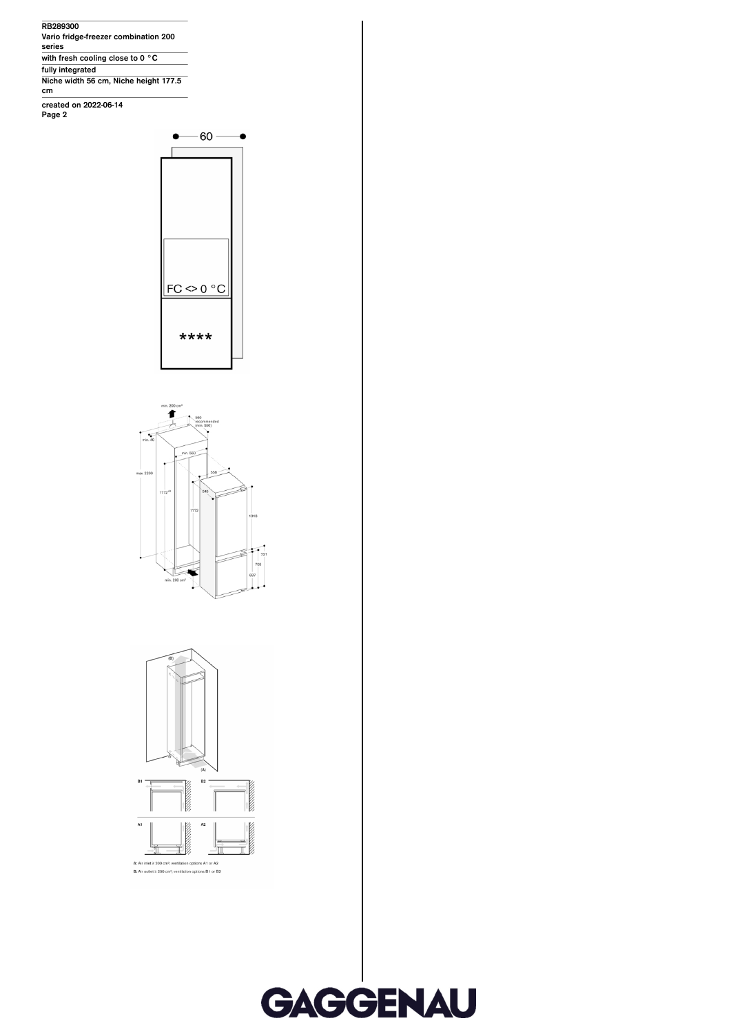RB289300

Vario fridge-freezer combination 200 series

with fresh cooling close to 0 °C

fully integrated

Niche width 56 cm, Niche height 177.5 cm

created on 2022-06-14

60

FC <> 0 °C

****

min. 200 cm²

560 recommended (min. 550)

min. 40

min. 560

max. 2200

558

1772+8

545

1772

1056

701

700

697

min. 200 cm²

(B)

(A)

B1

B2

A1

A2

A: Air inlet ≥ 200 cm²; ventilation options A1 or A2

B: Air outlet ≥ 200 cm²; ventilation options B1 or B2